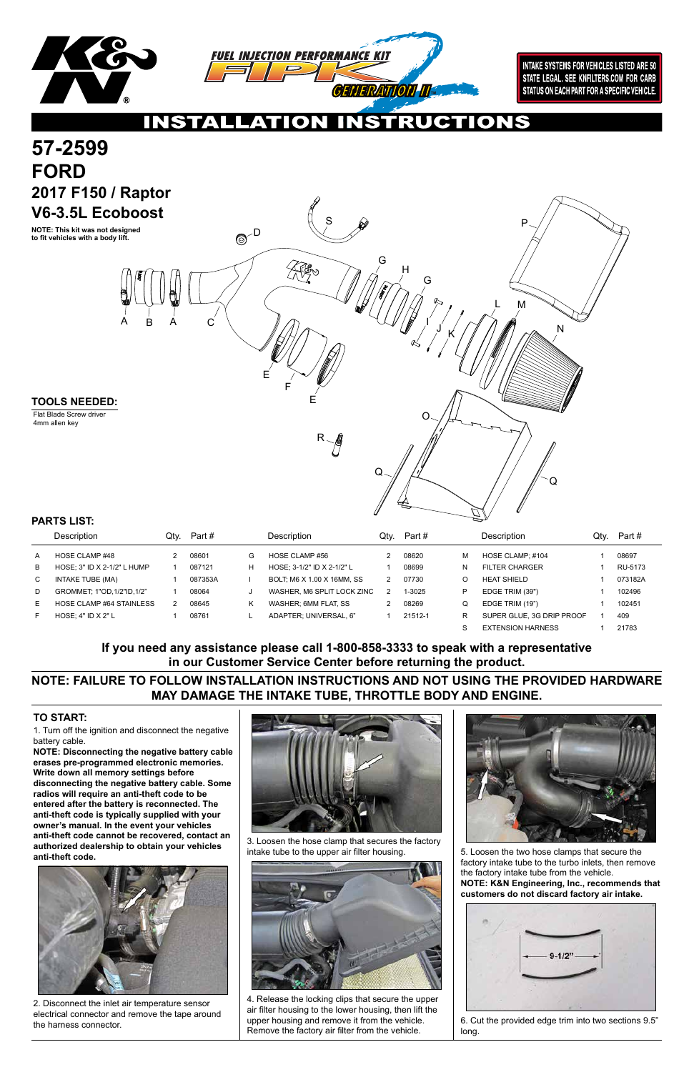INTAKE SYSTEMS FOR VEHICLES LISTED ARE 50 STATE LEGAL. SEE KNFILTERS.COM FOR CARB STATUS ON EACH PART FOR A SPECIFIC VEHICLE.

FUEL INJECTION PERFORMANCE KIT FIPK GENERATION II

# INSTALLATION INSTRUCTIONS

# 57-2599
# FORD
## 2017 F150 / Raptor
## V6-3.5L Ecoboost

**NOTE: This kit was not designed to fit vehicles with a body lift.**

## TOOLS NEEDED:

Flat Blade Screw driver
4mm allen key

## PARTS LIST:

| | Description | Qty. | Part # | | Description | Qty. | Part # | | Description | Qty. | Part # |
|---|---|---|---|---|---|---|---|---|---|---|---|
| A | HOSE CLAMP #48 | 2 | 08601 | G | HOSE CLAMP #56 | 2 | 08620 | M | HOSE CLAMP; #104 | 1 | 08697 |
| B | HOSE; 3" ID X 2-1/2" L HUMP | 1 | 087121 | H | HOSE; 3-1/2" ID X 2-1/2" L | 1 | 08699 | N | FILTER CHARGER | 1 | RU-5173 |
| C | INTAKE TUBE (MA) | 1 | 087353A | I | BOLT; M6 X 1.00 X 16MM, SS | 2 | 07730 | O | HEAT SHIELD | 1 | 073182A |
| D | GROMMET; 1"OD,1/2"ID,1/2" | 1 | 08064 | J | WASHER, M6 SPLIT LOCK ZINC | 2 | 1-3025 | P | EDGE TRIM (39") | 1 | 102496 |
| E | HOSE CLAMP #64 STAINLESS | 2 | 08645 | K | WASHER; 6MM FLAT, SS | 2 | 08269 | Q | EDGE TRIM (19") | 1 | 102451 |
| F | HOSE; 4" ID X 2" L | 1 | 08761 | L | ADAPTER; UNIVERSAL, 6" | 1 | 21512-1 | R | SUPER GLUE, 3G DRIP PROOF | 1 | 409 |
| | | | | | | | | S | EXTENSION HARNESS | 1 | 21783 |

**If you need any assistance please call 1-800-858-3333 to speak with a representative in our Customer Service Center before returning the product.**

**NOTE: FAILURE TO FOLLOW INSTALLATION INSTRUCTIONS AND NOT USING THE PROVIDED HARDWARE MAY DAMAGE THE INTAKE TUBE, THROTTLE BODY AND ENGINE.**

## TO START:

1. Turn off the ignition and disconnect the negative battery cable.

**NOTE: Disconnecting the negative battery cable erases pre-programmed electronic memories. Write down all memory settings before disconnecting the negative battery cable. Some radios will require an anti-theft code to be entered after the battery is reconnected. The anti-theft code is typically supplied with your owner's manual. In the event your vehicles anti-theft code cannot be recovered, contact an authorized dealership to obtain your vehicles anti-theft code.**

2. Disconnect the inlet air temperature sensor electrical connector and remove the tape around the harness connector.

3. Loosen the hose clamp that secures the factory intake tube to the upper air filter housing.

4. Release the locking clips that secure the upper air filter housing to the lower housing, then lift the upper housing and remove it from the vehicle. Remove the factory air filter from the vehicle.

5. Loosen the two hose clamps that secure the factory intake tube to the turbo inlets, then remove the factory intake tube from the vehicle.

**NOTE: K&N Engineering, Inc., recommends that customers do not discard factory air intake.**

9-1/2"

6. Cut the provided edge trim into two sections 9.5" long.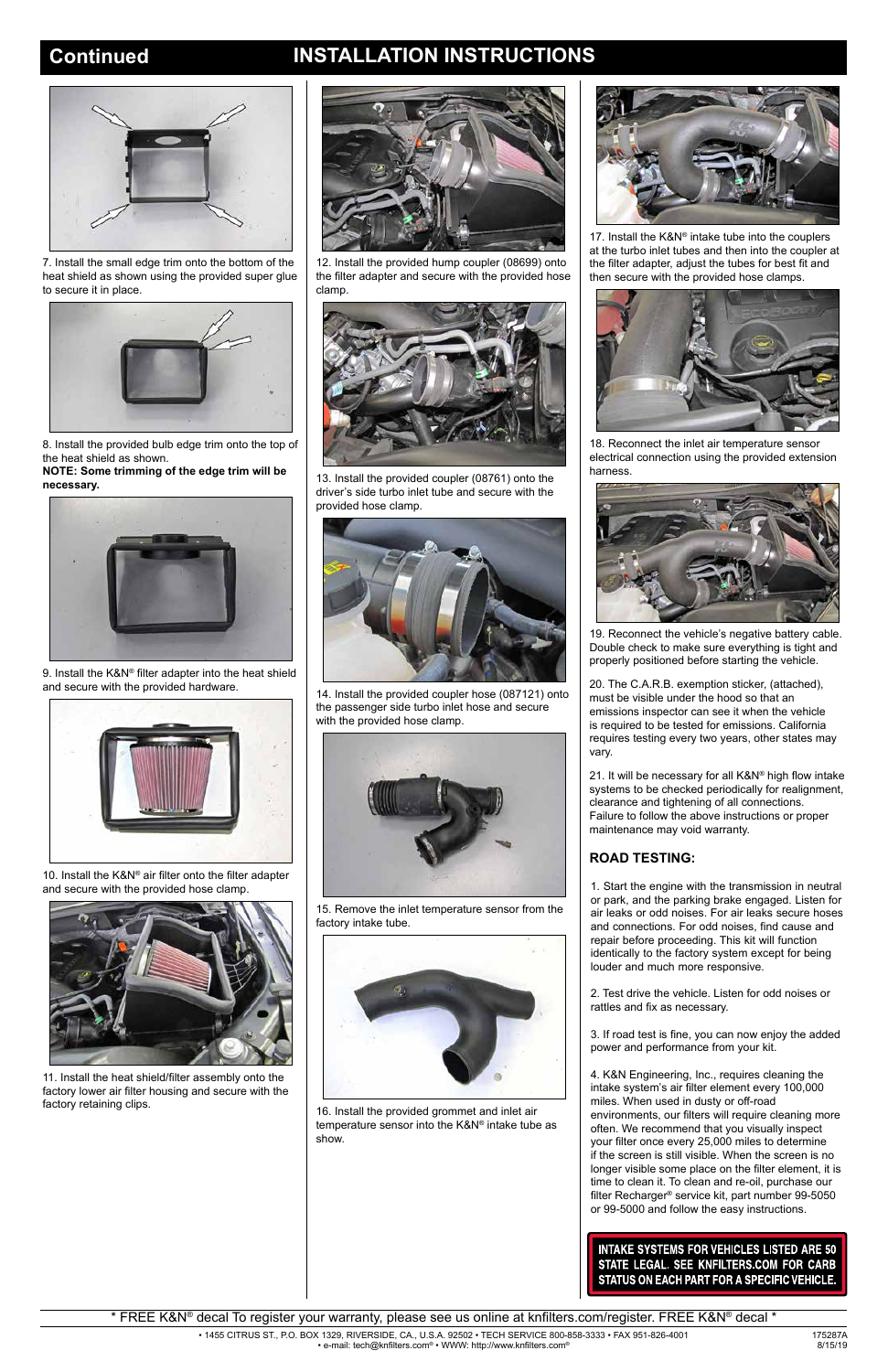## Continued

## INSTALLATION INSTRUCTIONS

7. Install the small edge trim onto the bottom of the heat shield as shown using the provided super glue to secure it in place.

8. Install the provided bulb edge trim onto the top of the heat shield as shown.
**NOTE: Some trimming of the edge trim will be necessary.**

9. Install the K&N® filter adapter into the heat shield and secure with the provided hardware.

10. Install the K&N® air filter onto the filter adapter and secure with the provided hose clamp.

11. Install the heat shield/filter assembly onto the factory lower air filter housing and secure with the factory retaining clips.

12. Install the provided hump coupler (08699) onto the filter adapter and secure with the provided hose clamp.

13. Install the provided coupler (08761) onto the driver's side turbo inlet tube and secure with the provided hose clamp.

14. Install the provided coupler hose (087121) onto the passenger side turbo inlet hose and secure with the provided hose clamp.

15. Remove the inlet temperature sensor from the factory intake tube.

16. Install the provided grommet and inlet air temperature sensor into the K&N® intake tube as show.

17. Install the K&N® intake tube into the couplers at the turbo inlet tubes and then into the coupler at the filter adapter, adjust the tubes for best fit and then secure with the provided hose clamps.

18. Reconnect the inlet air temperature sensor electrical connection using the provided extension harness.

19. Reconnect the vehicle's negative battery cable. Double check to make sure everything is tight and properly positioned before starting the vehicle.

20. The C.A.R.B. exemption sticker, (attached), must be visible under the hood so that an emissions inspector can see it when the vehicle is required to be tested for emissions. California requires testing every two years, other states may vary.

21. It will be necessary for all K&N® high flow intake systems to be checked periodically for realignment, clearance and tightening of all connections. Failure to follow the above instructions or proper maintenance may void warranty.

### ROAD TESTING:

1. Start the engine with the transmission in neutral or park, and the parking brake engaged. Listen for air leaks or odd noises. For air leaks secure hoses and connections. For odd noises, find cause and repair before proceeding. This kit will function identically to the factory system except for being louder and much more responsive.

2. Test drive the vehicle. Listen for odd noises or rattles and fix as necessary.

3. If road test is fine, you can now enjoy the added power and performance from your kit.

4. K&N Engineering, Inc., requires cleaning the intake system's air filter element every 100,000 miles. When used in dusty or off-road environments, our filters will require cleaning more often. We recommend that you visually inspect your filter once every 25,000 miles to determine if the screen is still visible. When the screen is no longer visible some place on the filter element, it is time to clean it. To clean and re-oil, purchase our filter Recharger® service kit, part number 99-5050 or 99-5000 and follow the easy instructions.

**INTAKE SYSTEMS FOR VEHICLES LISTED ARE 50 STATE LEGAL. SEE KNFILTERS.COM FOR CARB STATUS ON EACH PART FOR A SPECIFIC VEHICLE.**

* FREE K&N® decal To register your warranty, please see us online at knfilters.com/register. FREE K&N® decal *

• 1455 CITRUS ST., P.O. BOX 1329, RIVERSIDE, CA., U.S.A. 92502 • TECH SERVICE 800-858-3333 • FAX 951-826-4001
• e-mail: tech@knfilters.com® • WWW: http://www.knfilters.com®

175287A
8/15/19